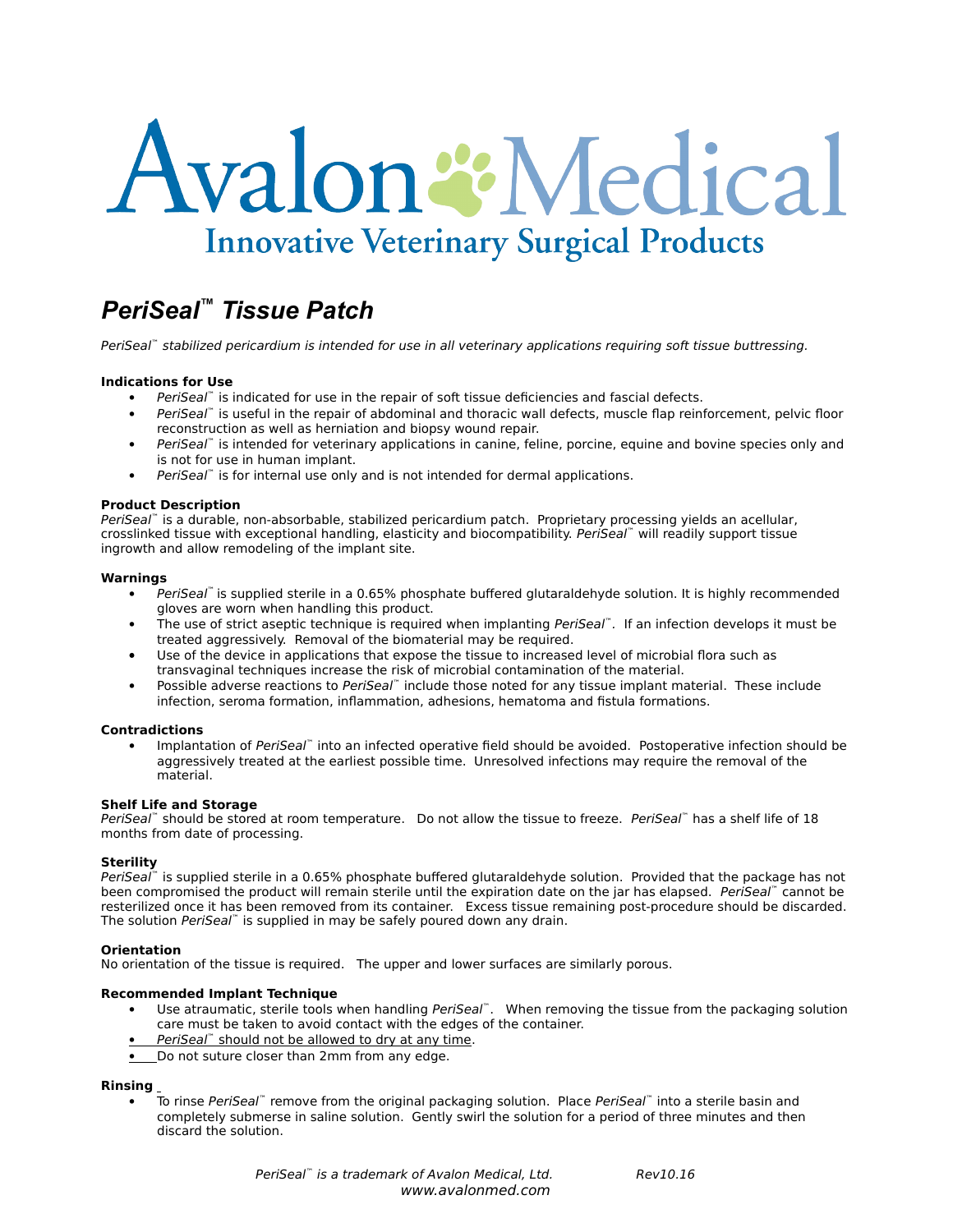# Avalon Medical

## Innovative Veterinary Surgical Products

## *PeriSeal™ Tissue Patch*

*PeriSeal™ stabilized pericardium is intended for use in all veterinary applications requiring soft tissue buttressing.*

**Indications for Use**

- *PeriSeal™* is indicated for use in the repair of soft tissue deficiencies and fascial defects.
- *PeriSeal™* is useful in the repair of abdominal and thoracic wall defects, muscle flap reinforcement, pelvic floor reconstruction as well as herniation and biopsy wound repair.
- *PeriSeal™* is intended for veterinary applications in canine, feline, porcine, equine and bovine species only and is not for use in human implant.
- *PeriSeal™* is for internal use only and is not intended for dermal applications.

**Product Description**

*PeriSeal™* is a durable, non-absorbable, stabilized pericardium patch. Proprietary processing yields an acellular, crosslinked tissue with exceptional handling, elasticity and biocompatibility. *PeriSeal™* will readily support tissue ingrowth and allow remodeling of the implant site.

**Warnings**

- *PeriSeal™* is supplied sterile in a 0.65% phosphate buffered glutaraldehyde solution. It is highly recommended gloves are worn when handling this product.
- The use of strict aseptic technique is required when implanting *PeriSeal™*. If an infection develops it must be treated aggressively. Removal of the biomaterial may be required.
- Use of the device in applications that expose the tissue to increased level of microbial flora such as transvaginal techniques increase the risk of microbial contamination of the material.
- Possible adverse reactions to *PeriSeal™* include those noted for any tissue implant material. These include infection, seroma formation, inflammation, adhesions, hematoma and fistula formations.

**Contradictions**

- Implantation of *PeriSeal™* into an infected operative field should be avoided. Postoperative infection should be aggressively treated at the earliest possible time. Unresolved infections may require the removal of the material.

**Shelf Life and Storage**

*PeriSeal™* should be stored at room temperature. Do not allow the tissue to freeze. *PeriSeal™* has a shelf life of 18 months from date of processing.

**Sterility**

*PeriSeal™* is supplied sterile in a 0.65% phosphate buffered glutaraldehyde solution. Provided that the package has not been compromised the product will remain sterile until the expiration date on the jar has elapsed. *PeriSeal™* cannot be resterilized once it has been removed from its container. Excess tissue remaining post-procedure should be discarded. The solution *PeriSeal™* is supplied in may be safely poured down any drain.

**Orientation**

No orientation of the tissue is required. The upper and lower surfaces are similarly porous.

**Recommended Implant Technique**

- Use atraumatic, sterile tools when handling *PeriSeal™*. When removing the tissue from the packaging solution care must be taken to avoid contact with the edges of the container.
- <u>*PeriSeal™* should not be allowed to dry at any time</u>.
- Do not suture closer than 2mm from any edge.

**Rinsing**

- To rinse *PeriSeal™* remove from the original packaging solution. Place *PeriSeal™* into a sterile basin and completely submerse in saline solution. Gently swirl the solution for a period of three minutes and then discard the solution.

*PeriSeal™ is a trademark of Avalon Medical, Ltd.* *Rev10.16*
*www.avalonmed.com*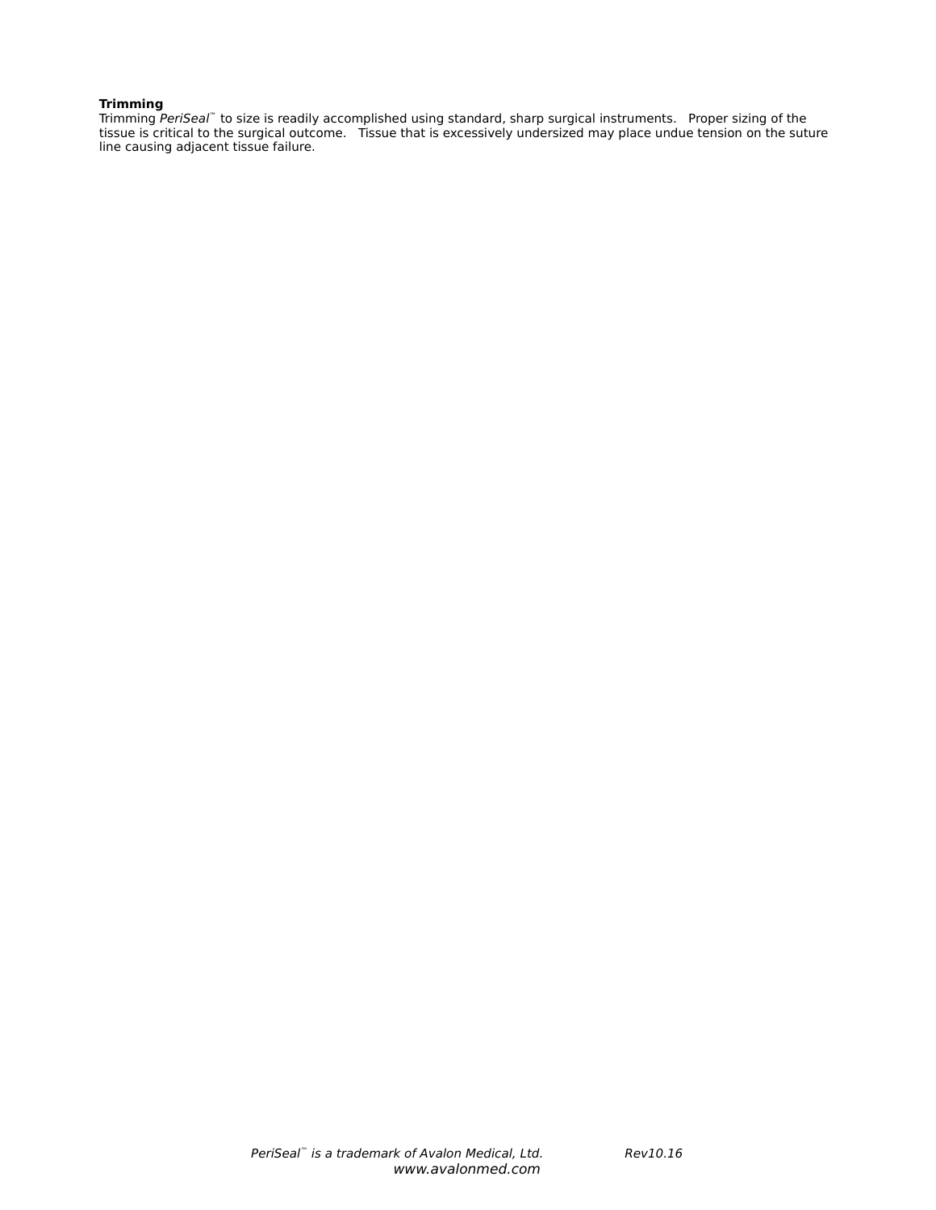**Trimming**

Trimming *PeriSeal*™ to size is readily accomplished using standard, sharp surgical instruments. Proper sizing of the tissue is critical to the surgical outcome. Tissue that is excessively undersized may place undue tension on the suture line causing adjacent tissue failure.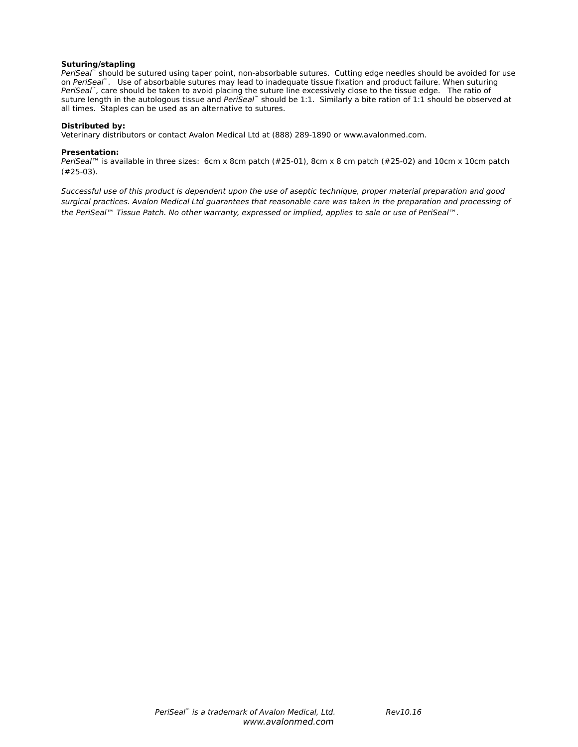**Suturing/stapling**

*PeriSeal*™ should be sutured using taper point, non-absorbable sutures. Cutting edge needles should be avoided for use on *PeriSeal*™. Use of absorbable sutures may lead to inadequate tissue fixation and product failure. When suturing *PeriSeal*™, care should be taken to avoid placing the suture line excessively close to the tissue edge. The ratio of suture length in the autologous tissue and *PeriSeal*™ should be 1:1. Similarly a bite ration of 1:1 should be observed at all times. Staples can be used as an alternative to sutures.

**Distributed by:**

Veterinary distributors or contact Avalon Medical Ltd at (888) 289-1890 or www.avalonmed.com.

**Presentation:**

*PeriSeal*™ is available in three sizes: 6cm x 8cm patch (#25-01), 8cm x 8 cm patch (#25-02) and 10cm x 10cm patch (#25-03).

*Successful use of this product is dependent upon the use of aseptic technique, proper material preparation and good surgical practices. Avalon Medical Ltd guarantees that reasonable care was taken in the preparation and processing of the PeriSeal™ Tissue Patch. No other warranty, expressed or implied, applies to sale or use of PeriSeal™.*

*PeriSeal*™ *is a trademark of Avalon Medical, Ltd.* *Rev10.16*

*www.avalonmed.com*